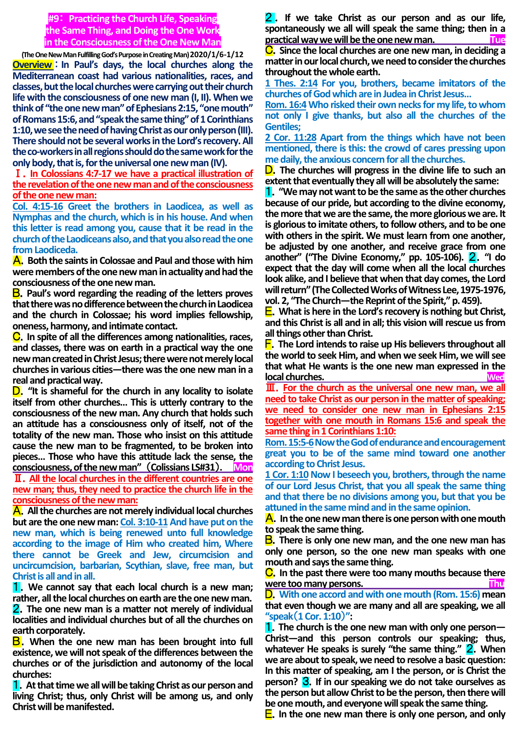# #9：Practicing the Church Life, Speaking the Same Thing, and Doing the One Work in the Consciousness of the One New Man

**(The One New Man Fulfilling God's Purpose in Creating Man) 2020/1/6-1/12**

**Overview**：In Paul's days, the local churches along the Mediterranean coast had various nationalities, races, and classes, but the local churches were carrying out their church life with the consciousness of one new man (I, II). When we think of "the one new man" of Ephesians 2:15, "one mouth" of Romans 15:6, and "speak the same thing" of 1 Corinthians 1:10, we see the need of having Christ as our only person (III). There should not be several works in the Lord's recovery. All the co-workers in all regions should do the same work for the only body, that is, for the universal one new man (IV).

## Ⅰ. In Colossians 4:7-17 we have a practical illustration of the revelation of the one new man and of the consciousness of the one new man:

**Col. 4:15-16** Greet the brothers in Laodicea, as well as Nymphas and the church, which is in his house. And when this letter is read among you, cause that it be read in the church of the Laodiceans also, and that you also read the one from Laodicea.

**A.** Both the saints in Colossae and Paul and those with him were members of the one new man in actuality and had the consciousness of the one new man.

**B.** Paul's word regarding the reading of the letters proves that there was no difference between the church in Laodicea and the church in Colossae; his word implies fellowship, oneness, harmony, and intimate contact.

**C.** In spite of all the differences among nationalities, races, and classes, there was on earth in a practical way the one new man created in Christ Jesus; there were not merely local churches in various cities—there was the one new man in a real and practical way.

**D.** "It is shameful for the church in any locality to isolate itself from other churches... This is utterly contrary to the consciousness of the new man. Any church that holds such an attitude has a consciousness only of itself, not of the totality of the new man. Those who insist on this attitude cause the new man to be fragmented, to be broken into pieces... Those who have this attitude lack the sense, the consciousness, of the new man" (Colissians LS#31). **Mon**

## Ⅱ. All the local churches in the different countries are one new man; thus, they need to practice the church life in the consciousness of the new man:

**A.** All the churches are not merely individual local churches but are the one new man: **Col. 3:10-11** And have put on the new man, which is being renewed unto full knowledge according to the image of Him who created him, Where there cannot be Greek and Jew, circumcision and uncircumcision, barbarian, Scythian, slave, free man, but Christ is all and in all.

**1.** We cannot say that each local church is a new man; rather, all the local churches on earth are the one new man.

**2.** The one new man is a matter not merely of individual localities and individual churches but of all the churches on earth corporately.

**B.** When the one new man has been brought into full existence, we will not speak of the differences between the churches or of the jurisdiction and autonomy of the local churches:

**1.** At that time we all will be taking Christ as our person and living Christ; thus, only Christ will be among us, and only Christ will be manifested.

**2.** If we take Christ as our person and as our life, spontaneously we all will speak the same thing; then in a practical way we will be the one new man. **Tue**

**C.** Since the local churches are one new man, in deciding a matter in our local church, we need to consider the churches throughout the whole earth.

**1 Thes. 2:14** For you, brothers, became imitators of the churches of God which are in Judea in Christ Jesus...

**Rom. 16:4** Who risked their own necks for my life, to whom not only I give thanks, but also all the churches of the Gentiles;

**2 Cor. 11:28** Apart from the things which have not been mentioned, there is this: the crowd of cares pressing upon me daily, the anxious concern for all the churches.

**D.** The churches will progress in the divine life to such an extent that eventually they all will be absolutely the same:

**1.** "We may not want to be the same as the other churches because of our pride, but according to the divine economy, the more that we are the same, the more glorious we are. It is glorious to imitate others, to follow others, and to be one with others in the spirit. We must learn from one another, be adjusted by one another, and receive grace from one another" ("The Divine Economy," pp. 105-106). **2.** "I do expect that the day will come when all the local churches look alike, and I believe that when that day comes, the Lord will return" (The Collected Works of Witness Lee, 1975-1976, vol. 2, "The Church—the Reprint of the Spirit," p. 459).

**E.** What is here in the Lord's recovery is nothing but Christ, and this Christ is all and in all; this vision will rescue us from all things other than Christ.

**F.** The Lord intends to raise up His believers throughout all the world to seek Him, and when we seek Him, we will see that what He wants is the one new man expressed in the local churches. **Wed**

## Ⅲ. For the church as the universal one new man, we all need to take Christ as our person in the matter of speaking; we need to consider one new man in Ephesians 2:15 together with one mouth in Romans 15:6 and speak the same thing in 1 Corinthians 1:10:

**Rom. 15:5-6** Now the God of endurance and encouragement great you to be of the same mind toward one another according to Christ Jesus.

**1 Cor. 1:10** Now I beseech you, brothers, through the name of our Lord Jesus Christ, that you all speak the same thing and that there be no divisions among you, but that you be attuned in the same mind and in the same opinion.

**A.** In the one new man there is one person with one mouth to speak the same thing.

**B.** There is only one new man, and the one new man has only one person, so the one new man speaks with one mouth and says the same thing.

**C.** In the past there were too many mouths because there were too many persons. **Thu**

**D.** With one accord and with one mouth (Rom. 15:6) mean that even though we are many and all are speaking, we all "speak (1 Cor. 1:10)":

**1.** The church is the one new man with only one person—Christ—and this person controls our speaking; thus, whatever He speaks is surely "the same thing." **2.** When we are about to speak, we need to resolve a basic question: In this matter of speaking, am I the person, or is Christ the person? **3.** If in our speaking we do not take ourselves as the person but allow Christ to be the person, then there will be one mouth, and everyone will speak the same thing.

**E.** In the one new man there is only one person, and only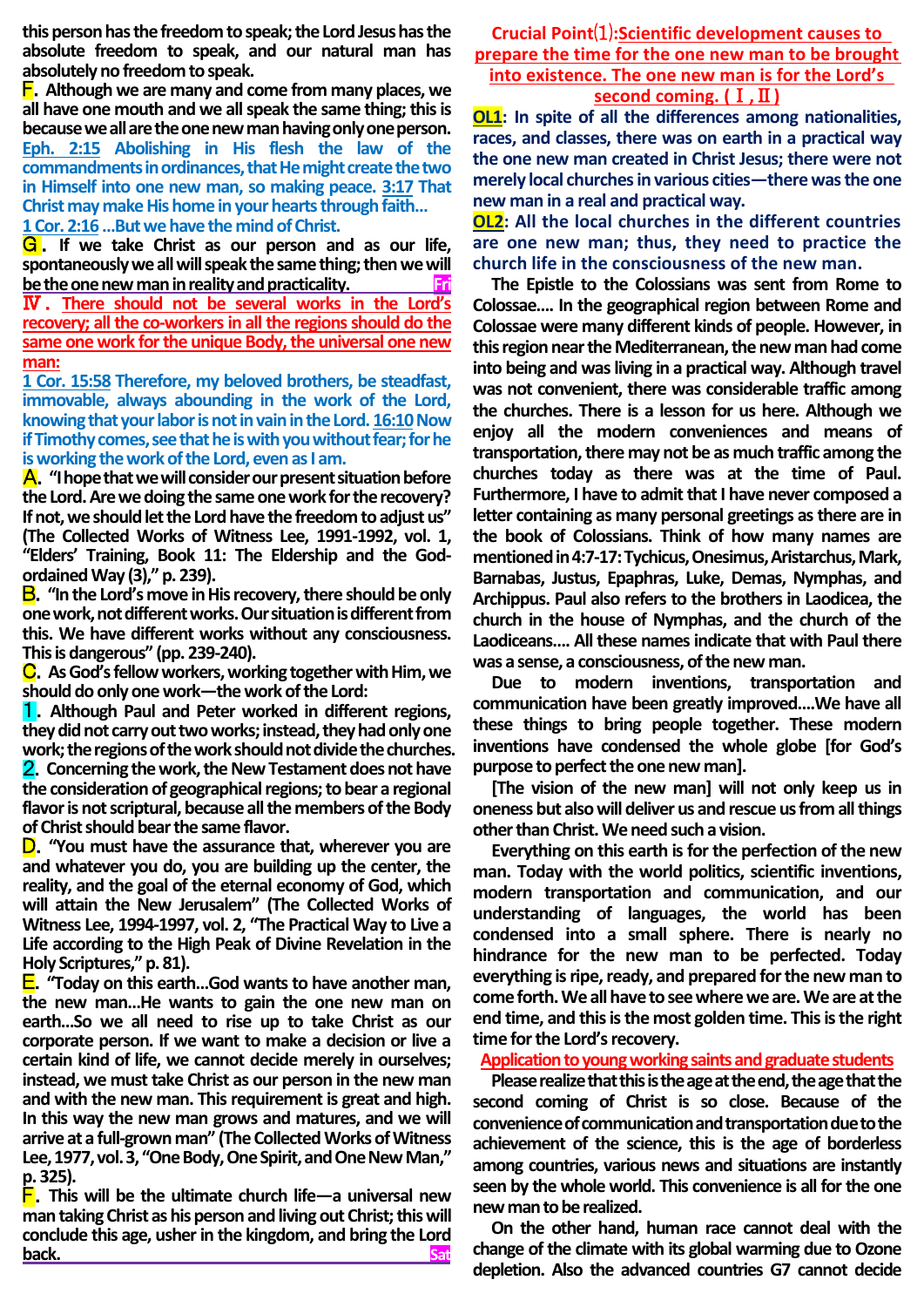this person has the freedom to speak; the Lord Jesus has the absolute freedom to speak, and our natural man has absolutely no freedom to speak.

**F.** Although we are many and come from many places, we all have one mouth and we all speak the same thing; this is because we all are the one new man having only one person.

**Eph. 2:15** Abolishing in His flesh the law of the commandments in ordinances, that He might create the two in Himself into one new man, so making peace. **3:17** That Christ may make His home in your hearts through faith…

**1 Cor. 2:16** …But we have the mind of Christ.

**G.** If we take Christ as our person and as our life, spontaneously we all will speak the same thing; then we will be the one new man in reality and practicality. Fri

**Ⅳ. There should not be several works in the Lord's recovery; all the co-workers in all the regions should do the same one work for the unique Body, the universal one new man:**

**1 Cor. 15:58** Therefore, my beloved brothers, be steadfast, immovable, always abounding in the work of the Lord, knowing that your labor is not in vain in the Lord. **16:10** Now if Timothy comes, see that he is with you without fear; for he is working the work of the Lord, even as I am.

**A.** "I hope that we will consider our present situation before the Lord. Are we doing the same one work for the recovery? If not, we should let the Lord have the freedom to adjust us" (The Collected Works of Witness Lee, 1991-1992, vol. 1, "Elders' Training, Book 11: The Eldership and the God-ordained Way (3)," p. 239).

**B.** "In the Lord's move in His recovery, there should be only one work, not different works. Our situation is different from this. We have different works without any consciousness. This is dangerous" (pp. 239-240).

**C.** As God's fellow workers, working together with Him, we should do only one work—the work of the Lord:

**1.** Although Paul and Peter worked in different regions, they did not carry out two works; instead, they had only one work; the regions of the work should not divide the churches.

**2.** Concerning the work, the New Testament does not have the consideration of geographical regions; to bear a regional flavor is not scriptural, because all the members of the Body of Christ should bear the same flavor.

**D.** "You must have the assurance that, wherever you are and whatever you do, you are building up the center, the reality, and the goal of the eternal economy of God, which will attain the New Jerusalem" (The Collected Works of Witness Lee, 1994-1997, vol. 2, "The Practical Way to Live a Life according to the High Peak of Divine Revelation in the Holy Scriptures," p. 81).

**E.** "Today on this earth…God wants to have another man, the new man…He wants to gain the one new man on earth…So we all need to rise up to take Christ as our corporate person. If we want to make a decision or live a certain kind of life, we cannot decide merely in ourselves; instead, we must take Christ as our person in the new man and with the new man. This requirement is great and high. In this way the new man grows and matures, and we will arrive at a full-grown man" (The Collected Works of Witness Lee, 1977, vol. 3, "One Body, One Spirit, and One New Man," p. 325).

**F.** This will be the ultimate church life—a universal new man taking Christ as his person and living out Christ; this will conclude this age, usher in the kingdom, and bring the Lord back. Sat

**Crucial Point⑴: Scientific development causes to prepare the time for the one new man to be brought into existence. The one new man is for the Lord's second coming. (Ⅰ, Ⅱ)**

**OL1:** In spite of all the differences among nationalities, races, and classes, there was on earth in a practical way the one new man created in Christ Jesus; there were not merely local churches in various cities—there was the one new man in a real and practical way.

**OL2:** All the local churches in the different countries are one new man; thus, they need to practice the church life in the consciousness of the new man.

The Epistle to the Colossians was sent from Rome to Colossae…. In the geographical region between Rome and Colossae were many different kinds of people. However, in this region near the Mediterranean, the new man had come into being and was living in a practical way. Although travel was not convenient, there was considerable traffic among the churches. There is a lesson for us here. Although we enjoy all the modern conveniences and means of transportation, there may not be as much traffic among the churches today as there was at the time of Paul. Furthermore, I have to admit that I have never composed a letter containing as many personal greetings as there are in the book of Colossians. Think of how many names are mentioned in 4:7-17: Tychicus, Onesimus, Aristarchus, Mark, Barnabas, Justus, Epaphras, Luke, Demas, Nymphas, and Archippus. Paul also refers to the brothers in Laodicea, the church in the house of Nymphas, and the church of the Laodiceans…. All these names indicate that with Paul there was a sense, a consciousness, of the new man.

Due to modern inventions, transportation and communication have been greatly improved….We have all these things to bring people together. These modern inventions have condensed the whole globe [for God's purpose to perfect the one new man].

[The vision of the new man] will not only keep us in oneness but also will deliver us and rescue us from all things other than Christ. We need such a vision.

Everything on this earth is for the perfection of the new man. Today with the world politics, scientific inventions, modern transportation and communication, and our understanding of languages, the world has been condensed into a small sphere. There is nearly no hindrance for the new man to be perfected. Today everything is ripe, ready, and prepared for the new man to come forth. We all have to see where we are. We are at the end time, and this is the most golden time. This is the right time for the Lord's recovery.

**Application to young working saints and graduate students**

Please realize that this is the age at the end, the age that the second coming of Christ is so close. Because of the convenience of communication and transportation due to the achievement of the science, this is the age of borderless among countries, various news and situations are instantly seen by the whole world. This convenience is all for the one new man to be realized.

On the other hand, human race cannot deal with the change of the climate with its global warming due to Ozone depletion. Also the advanced countries G7 cannot decide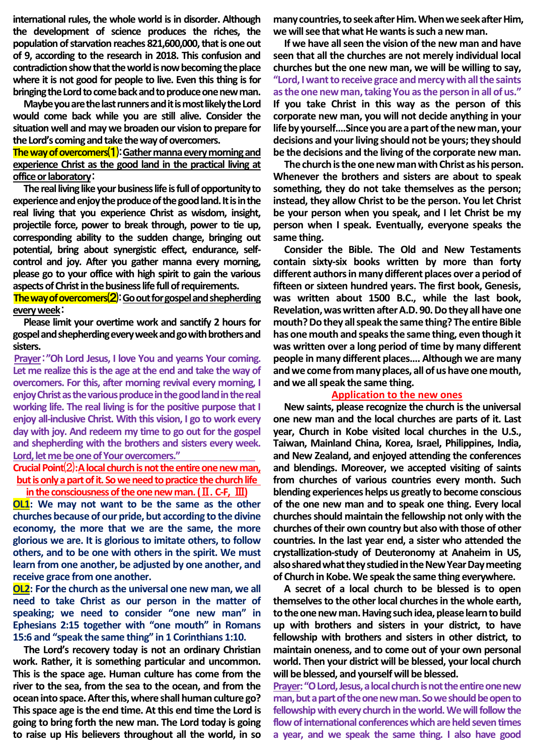international rules, the whole world is in disorder. Although the development of science produces the riches, the population of starvation reaches 821,600,000, that is one out of 9, according to the research in 2018. This confusion and contradiction show that the world is now becoming the place where it is not good for people to live. Even this thing is for bringing the Lord to come back and to produce one new man.

Maybe you are the last runners and it is most likely the Lord would come back while you are still alive. Consider the situation well and may we broaden our vision to prepare for the Lord's coming and take the way of overcomers.

**The way of overcomers⑴: Gather manna every morning and experience Christ as the good land in the practical living at office or laboratory:**

The real living like your business life is full of opportunity to experience and enjoy the produce of the good land. It is in the real living that you experience Christ as wisdom, insight, projectile force, power to break through, power to tie up, corresponding ability to the sudden change, bringing out potential, bring about synergistic effect, endurance, self-control and joy. After you gather manna every morning, please go to your office with high spirit to gain the various aspects of Christ in the business life full of requirements.

**The way of overcomers⑵: Go out for gospel and shepherding every week:**

Please limit your overtime work and sanctify 2 hours for gospel and shepherding every week and go with brothers and sisters.

**Prayer: "Oh Lord Jesus, I love You and yearns Your coming. Let me realize this is the age at the end and take the way of overcomers. For this, after morning revival every morning, I enjoy Christ as the various produce in the good land in the real working life. The real living is for the positive purpose that I enjoy all-inclusive Christ. With this vision, I go to work every day with joy. And redeem my time to go out for the gospel and shepherding with the brothers and sisters every week. Lord, let me be one of Your overcomers."**

**Crucial Point⑵: A local church is not the entire one new man, but is only a part of it. So we need to practice the church life in the consciousness of the one new man. (Ⅱ. C-F, Ⅲ)**

**OL1: We may not want to be the same as the other churches because of our pride, but according to the divine economy, the more that we are the same, the more glorious we are. It is glorious to imitate others, to follow others, and to be one with others in the spirit. We must learn from one another, be adjusted by one another, and receive grace from one another.**

**OL2: For the church as the universal one new man, we all need to take Christ as our person in the matter of speaking; we need to consider "one new man" in Ephesians 2:15 together with "one mouth" in Romans 15:6 and "speak the same thing" in 1 Corinthians 1:10.**

The Lord's recovery today is not an ordinary Christian work. Rather, it is something particular and uncommon. This is the space age. Human culture has come from the river to the sea, from the sea to the ocean, and from the ocean into space. After this, where shall human culture go? This space age is the end time. At this end time the Lord is going to bring forth the new man. The Lord today is going to raise up His believers throughout all the world, in so many countries, to seek after Him. When we seek after Him, we will see that what He wants is such a new man.

If we have all seen the vision of the new man and have seen that all the churches are not merely individual local churches but the one new man, we will be willing to say, **"Lord, I want to receive grace and mercy with all the saints as the one new man, taking You as the person in all of us."** If you take Christ in this way as the person of this corporate new man, you will not decide anything in your life by yourself....Since you are a part of the new man, your decisions and your living should not be yours; they should be the decisions and the living of the corporate new man.

The church is the one new man with Christ as his person. Whenever the brothers and sisters are about to speak something, they do not take themselves as the person; instead, they allow Christ to be the person. You let Christ be your person when you speak, and I let Christ be my person when I speak. Eventually, everyone speaks the same thing.

Consider the Bible. The Old and New Testaments contain sixty-six books written by more than forty different authors in many different places over a period of fifteen or sixteen hundred years. The first book, Genesis, was written about 1500 B.C., while the last book, Revelation, was written after A.D. 90. Do they all have one mouth? Do they all speak the same thing? The entire Bible has one mouth and speaks the same thing, even though it was written over a long period of time by many different people in many different places.... Although we are many and we come from many places, all of us have one mouth, and we all speak the same thing.

**Application to the new ones**

New saints, please recognize the church is the universal one new man and the local churches are parts of it. Last year, Church in Kobe visited local churches in the U.S., Taiwan, Mainland China, Korea, Israel, Philippines, India, and New Zealand, and enjoyed attending the conferences and blendings. Moreover, we accepted visiting of saints from churches of various countries every month. Such blending experiences helps us greatly to become conscious of the one new man and to speak one thing. Every local churches should maintain the fellowship not only with the churches of their own country but also with those of other countries. In the last year end, a sister who attended the crystallization-study of Deuteronomy at Anaheim in US, also shared what they studied in the New Year Day meeting of Church in Kobe. We speak the same thing everywhere.

A secret of a local church to be blessed is to open themselves to the other local churches in the whole earth, to the one new man. Having such idea, please learn to build up with brothers and sisters in your district, to have fellowship with brothers and sisters in other district, to maintain oneness, and to come out of your own personal world. Then your district will be blessed, your local church will be blessed, and yourself will be blessed.

**Prayer: "O Lord, Jesus, a local church is not the entire one new man, but a part of the one new man. So we should be open to fellowship with every church in the world. We will follow the flow of international conferences which are held seven times a year, and we speak the same thing. I also have good**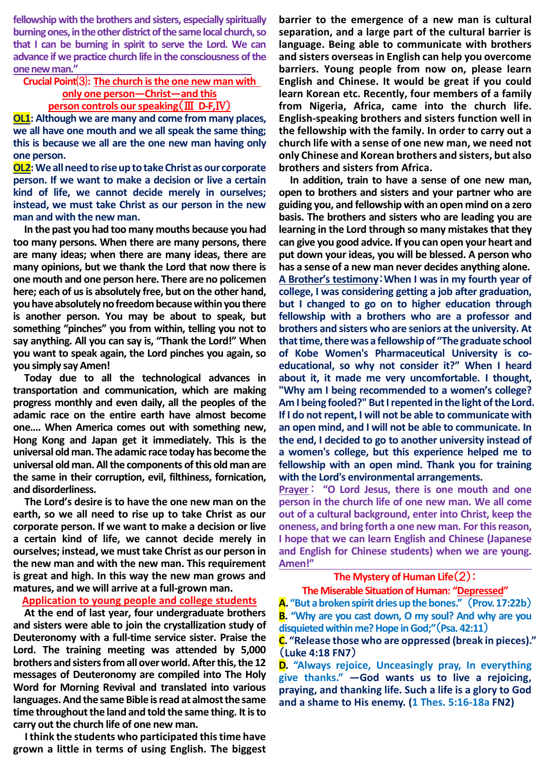**fellowship with the brothers and sisters, especially spiritually burning ones, in the other district of the same local church, so that I can be burning in spirit to serve the Lord. We can advance if we practice church life in the consciousness of the one new man."**

### Crucial Point⑶: The church is the one new man with only one person—Christ—and this person controls our speaking（Ⅲ D-F,Ⅳ）

**OL1: Although we are many and come from many places, we all have one mouth and we all speak the same thing; this is because we all are the one new man having only one person.**

**OL2: We all need to rise up to take Christ as our corporate person. If we want to make a decision or live a certain kind of life, we cannot decide merely in ourselves; instead, we must take Christ as our person in the new man and with the new man.**

In the past you had too many mouths because you had too many persons. When there are many persons, there are many ideas; when there are many ideas, there are many opinions, but we thank the Lord that now there is one mouth and one person here. There are no policemen here; each of us is absolutely free, but on the other hand, you have absolutely no freedom because within you there is another person. You may be about to speak, but something "pinches" you from within, telling you not to say anything. All you can say is, "Thank the Lord!" When you want to speak again, the Lord pinches you again, so you simply say Amen!

Today due to all the technological advances in transportation and communication, which are making progress monthly and even daily, all the peoples of the adamic race on the entire earth have almost become one.... When America comes out with something new, Hong Kong and Japan get it immediately. This is the universal old man. The adamic race today has become the universal old man. All the components of this old man are the same in their corruption, evil, filthiness, fornication, and disorderliness.

The Lord's desire is to have the one new man on the earth, so we all need to rise up to take Christ as our corporate person. If we want to make a decision or live a certain kind of life, we cannot decide merely in ourselves; instead, we must take Christ as our person in the new man and with the new man. This requirement is great and high. In this way the new man grows and matures, and we will arrive at a full-grown man.

### Application to young people and college students

At the end of last year, four undergraduate brothers and sisters were able to join the crystallization study of Deuteronomy with a full-time service sister. Praise the Lord. The training meeting was attended by 5,000 brothers and sisters from all over world. After this, the 12 messages of Deuteronomy are compiled into The Holy Word for Morning Revival and translated into various languages. And the same Bible is read at almost the same time throughout the land and told the same thing. It is to carry out the church life of one new man.

I think the students who participated this time have grown a little in terms of using English. The biggest barrier to the emergence of a new man is cultural separation, and a large part of the cultural barrier is language. Being able to communicate with brothers and sisters overseas in English can help you overcome barriers. Young people from now on, please learn English and Chinese. It would be great if you could learn Korean etc. Recently, four members of a family from Nigeria, Africa, came into the church life. English-speaking brothers and sisters function well in the fellowship with the family. In order to carry out a church life with a sense of one new man, we need not only Chinese and Korean brothers and sisters, but also brothers and sisters from Africa.

In addition, train to have a sense of one new man, open to brothers and sisters and your partner who are guiding you, and fellowship with an open mind on a zero basis. The brothers and sisters who are leading you are learning in the Lord through so many mistakes that they can give you good advice. If you can open your heart and put down your ideas, you will be blessed. A person who has a sense of a new man never decides anything alone.

**A Brother's testimony：When I was in my fourth year of college, I was considering getting a job after graduation, but I changed to go on to higher education through fellowship with a brothers who are a professor and brothers and sisters who are seniors at the university. At that time, there was a fellowship of "The graduate school of Kobe Women's Pharmaceutical University is co-educational, so why not consider it?" When I heard about it, it made me very uncomfortable. I thought, "Why am I being recommended to a women's college? Am I being fooled?" But I repented in the light of the Lord. If I do not repent, I will not be able to communicate with an open mind, and I will not be able to communicate. In the end, I decided to go to another university instead of a women's college, but this experience helped me to fellowship with an open mind. Thank you for training with the Lord's environmental arrangements.**

**Prayer： "O Lord Jesus, there is one mouth and one person in the church life of one new man. We all come out of a cultural background, enter into Christ, keep the oneness, and bring forth a one new man. For this reason, I hope that we can learn English and Chinese (Japanese and English for Chinese students) when we are young. Amen!"**

### The Mystery of Human Life⑵：
### The Miserable Situation of Human: "Depressed"

**A. "But a broken spirit dries up the bones."（Prov. 17:22b）**

**B. "Why are you cast down, O my soul? And why are you disquieted within me? Hope in God;"（Psa. 42:11）**

**C. "Release those who are oppressed (break in pieces)."（Luke 4:18 FN7）**

**D. "Always rejoice, Unceasingly pray, In everything give thanks." —God wants us to live a rejoicing, praying, and thanking life. Such a life is a glory to God and a shame to His enemy. (1 Thes. 5:16-18a FN2)**